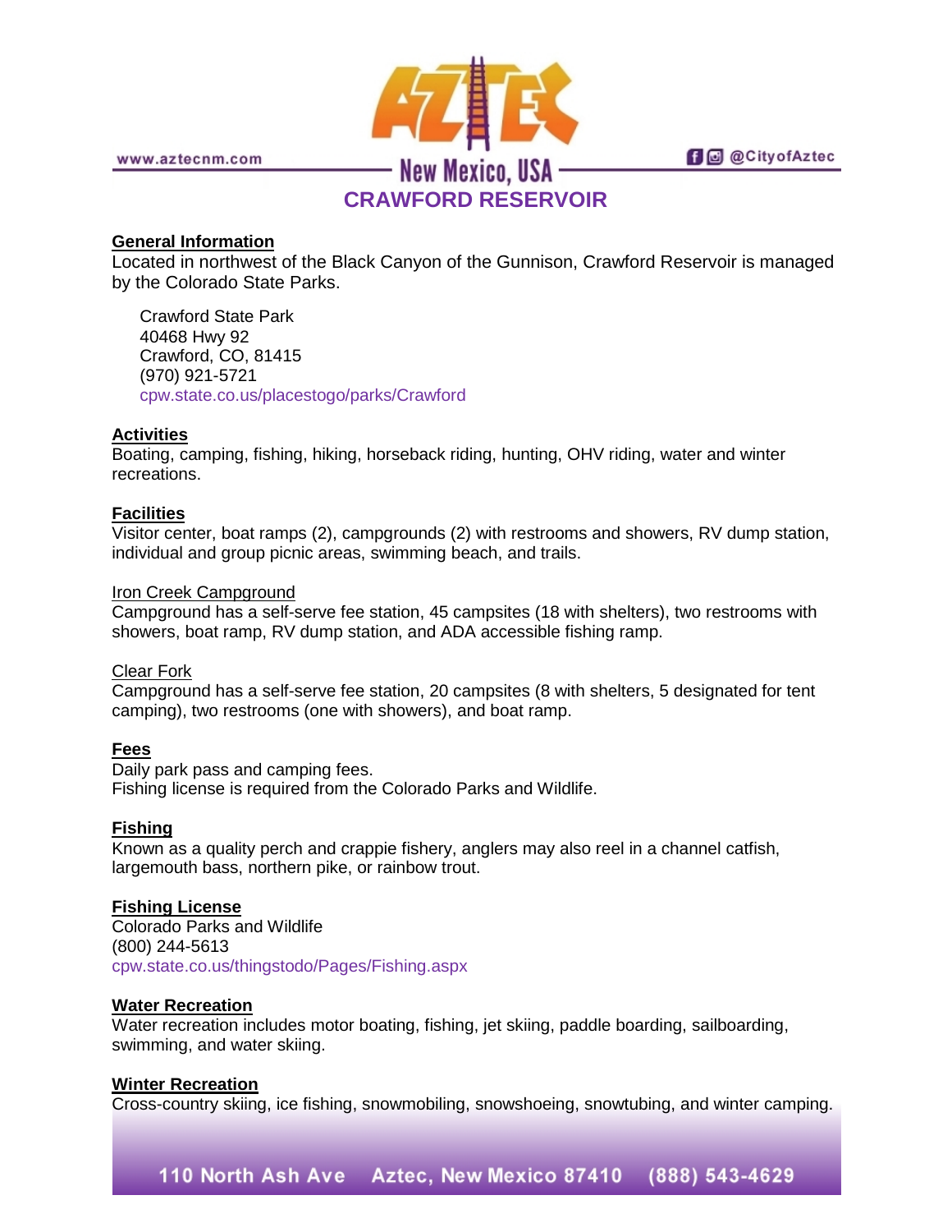# CRAWFORD RESERVOIR

## General Information

Located in northwest of the Black Canyon of the Gunnison, Crawford Reservoir is managed by the Colorado State Parks.

Crawford State Park
40468 Hwy 92
Crawford, CO, 81415
(970) 921-5721
cpw.state.co.us/placestogo/parks/Crawford

## Activities

Boating, camping, fishing, hiking, horseback riding, hunting, OHV riding, water and winter recreations.

## Facilities

Visitor center, boat ramps (2), campgrounds (2) with restrooms and showers, RV dump station, individual and group picnic areas, swimming beach, and trails.

### Iron Creek Campground

Campground has a self-serve fee station, 45 campsites (18 with shelters), two restrooms with showers, boat ramp, RV dump station, and ADA accessible fishing ramp.

### Clear Fork

Campground has a self-serve fee station, 20 campsites (8 with shelters, 5 designated for tent camping), two restrooms (one with showers), and boat ramp.

## Fees

Daily park pass and camping fees.
Fishing license is required from the Colorado Parks and Wildlife.

## Fishing

Known as a quality perch and crappie fishery, anglers may also reel in a channel catfish, largemouth bass, northern pike, or rainbow trout.

## Fishing License

Colorado Parks and Wildlife
(800) 244-5613
cpw.state.co.us/thingstodo/Pages/Fishing.aspx

## Water Recreation

Water recreation includes motor boating, fishing, jet skiing, paddle boarding, sailboarding, swimming, and water skiing.

## Winter Recreation

Cross-country skiing, ice fishing, snowmobiling, snowshoeing, snowtubing, and winter camping.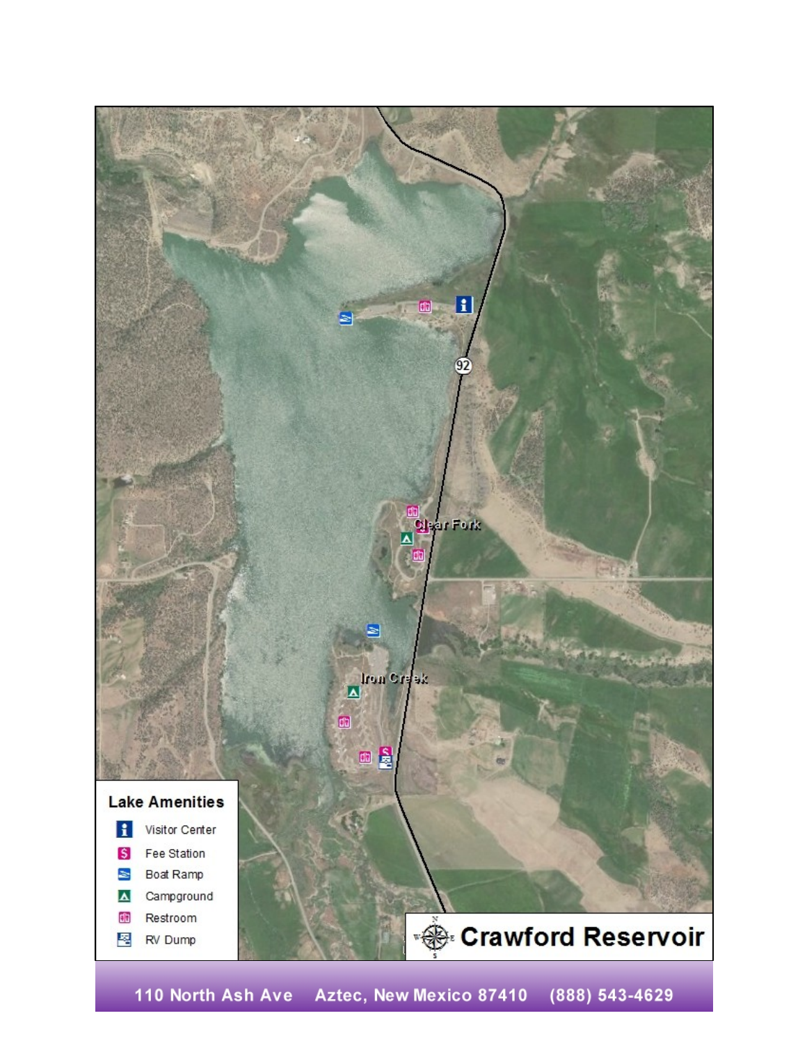# Crawford Reservoir

92

Clear Fork

Iron Creek

**Lake Amenities**

- Visitor Center
- Fee Station
- Boat Ramp
- Campground
- Restroom
- RV Dump

110 North Ash Ave Aztec, New Mexico 87410 (888) 543-4629